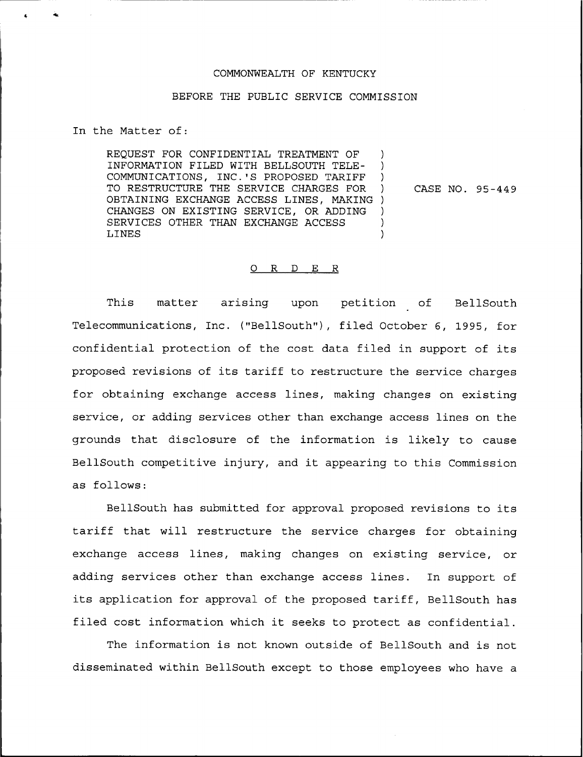COMMONWEALTH OF KENTUCKY

BEFORE THE PUBLIC SERVICE COMMISSION

In the Matter of:

REQUEST FOR CONFIDENTIAL TREATMENT OF INFORMATION FILED WITH BELLSOUTH TELECOMMUNICATIONS, INC.'S PROPOSED TARIFF TO RESTRUCTURE THE SERVICE CHARGES FOR OBTAINING EXCHANGE ACCESS LINES, MAKING CHANGES ON EXISTING SERVICE, OR ADDING SERVICES OTHER THAN EXCHANGE ACCESS LINES ) CASE NO. 95-449

O R D E R

This matter arising upon petition of BellSouth Telecommunications, Inc. ("BellSouth"), filed October 6, 1995, for confidential protection of the cost data filed in support of its proposed revisions of its tariff to restructure the service charges for obtaining exchange access lines, making changes on existing service, or adding services other than exchange access lines on the grounds that disclosure of the information is likely to cause BellSouth competitive injury, and it appearing to this Commission as follows:

BellSouth has submitted for approval proposed revisions to its tariff that will restructure the service charges for obtaining exchange access lines, making changes on existing service, or adding services other than exchange access lines. In support of its application for approval of the proposed tariff, BellSouth has filed cost information which it seeks to protect as confidential.

The information is not known outside of BellSouth and is not disseminated within BellSouth except to those employees who have a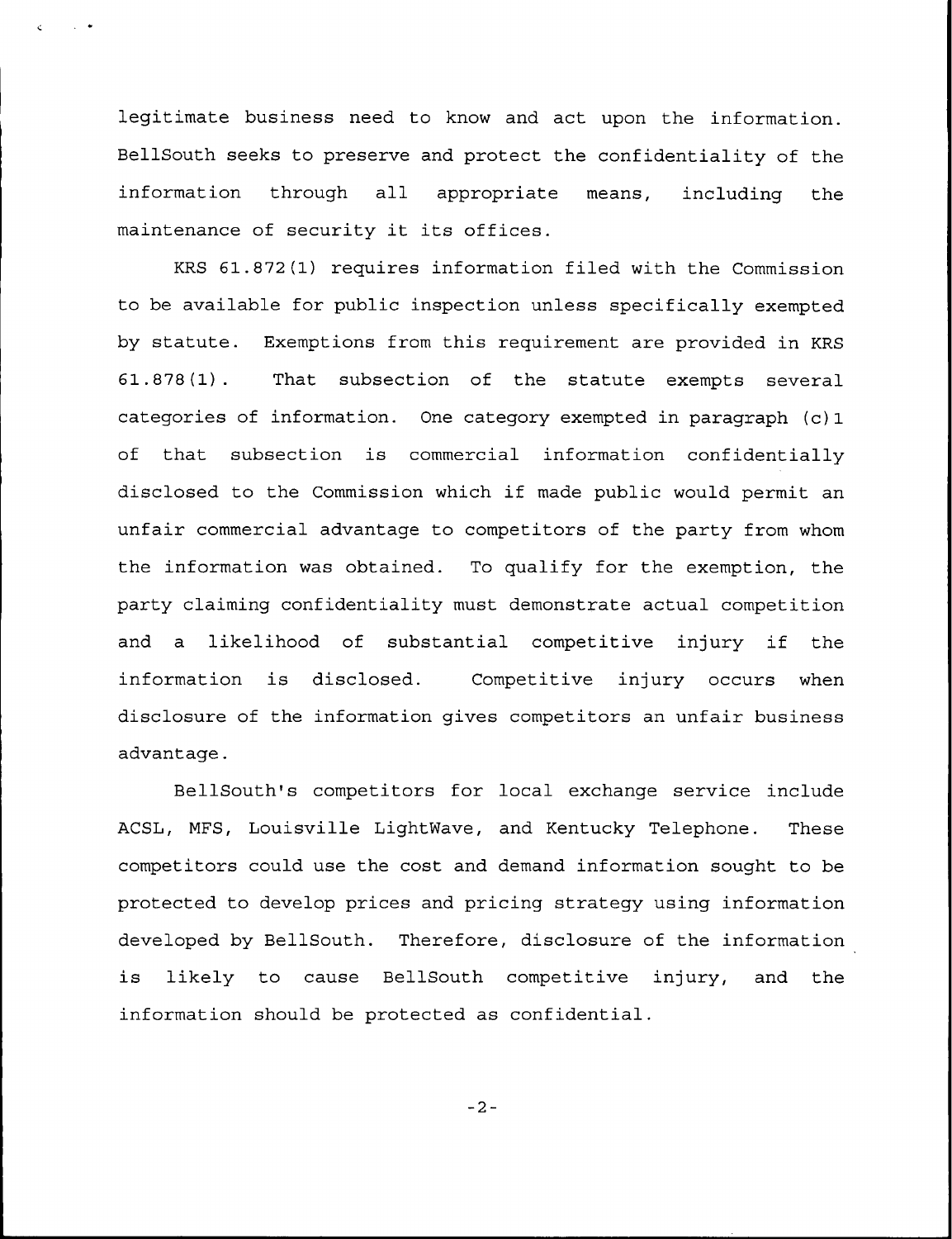legitimate business need to know and act upon the information. BellSouth seeks to preserve and protect the confidentiality of the information through all appropriate means, including the maintenance of security it its offices.

KRS 61.872(1) requires information filed with the Commission to be available for public inspection unless specifically exempted by statute. Exemptions from this requirement are provided in KRS 61.878(1). That subsection of the statute exempts several categories of information. One category exempted in paragraph (c)1 of that subsection is commercial information confidentially disclosed to the Commission which if made public would permit an unfair commercial advantage to competitors of the party from whom the information was obtained. To qualify for the exemption, the party claiming confidentiality must demonstrate actual competition and a likelihood of substantial competitive injury if the information is disclosed. Competitive injury occurs when disclosure of the information gives competitors an unfair business advantage.

BellSouth's competitors for local exchange service include ACSL, MFS, Louisville LightWave, and Kentucky Telephone. These competitors could use the cost and demand information sought to be protected to develop prices and pricing strategy using information developed by BellSouth. Therefore, disclosure of the information is likely to cause BellSouth competitive injury, and the information should be protected as confidential.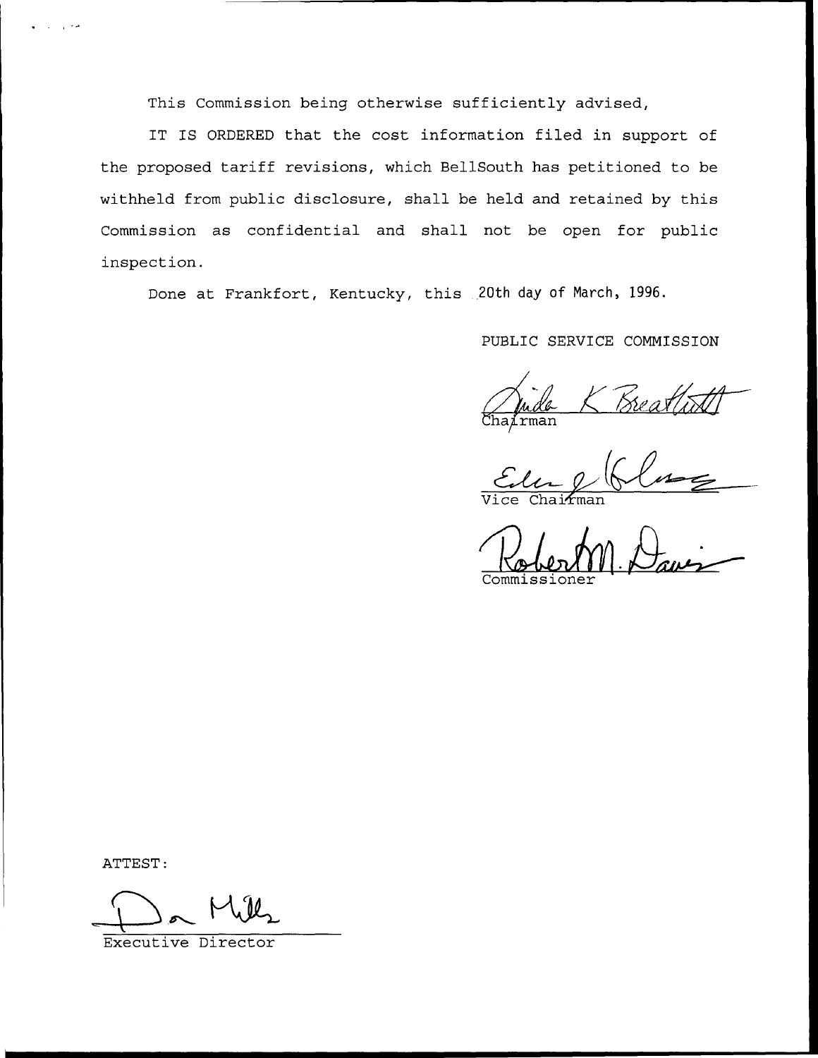This Commission being otherwise sufficiently advised,

IT IS ORDERED that the cost information filed in support of the proposed tariff revisions, which BellSouth has petitioned to be withheld from public disclosure, shall be held and retained by this Commission as confidential and shall not be open for public inspection.

Done at Frankfort, Kentucky, this 20th day of March, 1996.

PUBLIC SERVICE COMMISSION

Chairman

Vice Chairman

Commissioner

ATTEST:

Executive Director